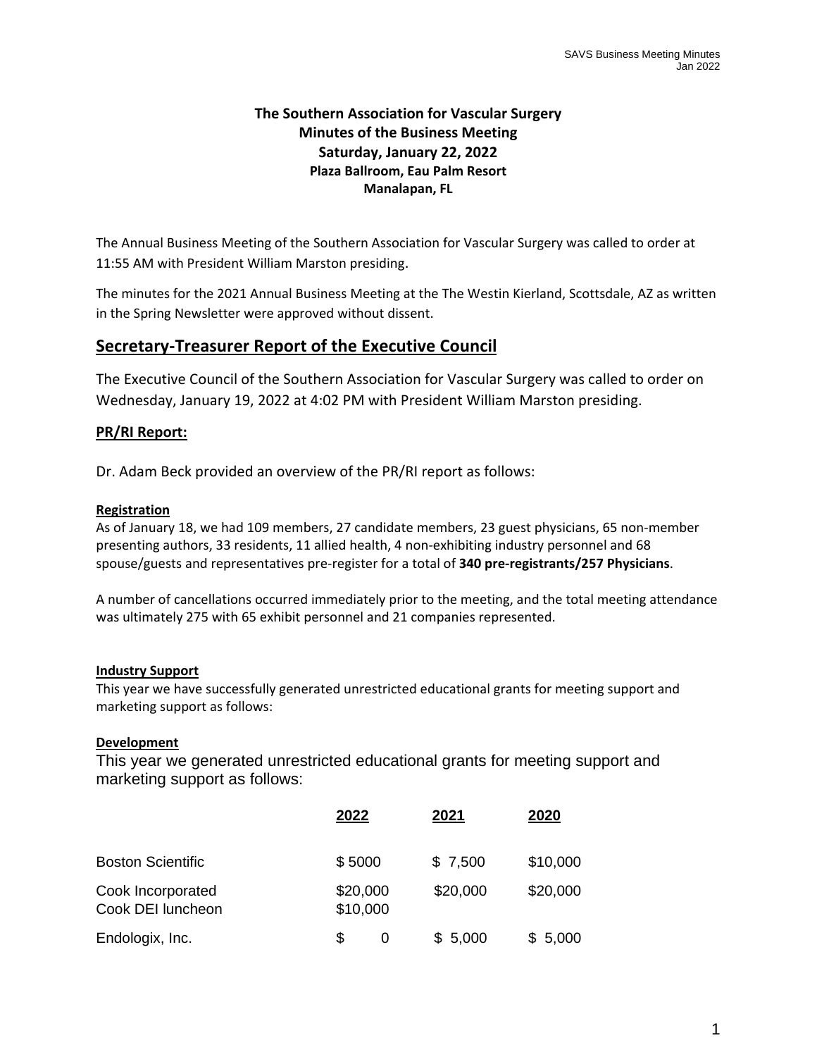# The Southern Association for Vascular Surgery
## Minutes of the Business Meeting
**Saturday, January 22, 2022**
**Plaza Ballroom, Eau Palm Resort**
**Manalapan, FL**

The Annual Business Meeting of the Southern Association for Vascular Surgery was called to order at 11:55 AM with President William Marston presiding.

The minutes for the 2021 Annual Business Meeting at the The Westin Kierland, Scottsdale, AZ as written in the Spring Newsletter were approved without dissent.

## Secretary-Treasurer Report of the Executive Council

The Executive Council of the Southern Association for Vascular Surgery was called to order on Wednesday, January 19, 2022 at 4:02 PM with President William Marston presiding.

### PR/RI Report:

Dr. Adam Beck provided an overview of the PR/RI report as follows:

#### Registration

As of January 18, we had 109 members, 27 candidate members, 23 guest physicians, 65 non-member presenting authors, 33 residents, 11 allied health, 4 non-exhibiting industry personnel and 68 spouse/guests and representatives pre-register for a total of **340 pre-registrants/257 Physicians**.

A number of cancellations occurred immediately prior to the meeting, and the total meeting attendance was ultimately 275 with 65 exhibit personnel and 21 companies represented.

#### Industry Support

This year we have successfully generated unrestricted educational grants for meeting support and marketing support as follows:

#### Development

This year we generated unrestricted educational grants for meeting support and marketing support as follows:

| | 2022 | 2021 | 2020 |
|---|---|---|---|
| Boston Scientific | $ 5000 | $ 7,500 | $10,000 |
| Cook Incorporated | $20,000 | $20,000 | $20,000 |
| Cook DEI luncheon | $10,000 | | |
| Endologix, Inc. | $ 0 | $ 5,000 | $ 5,000 |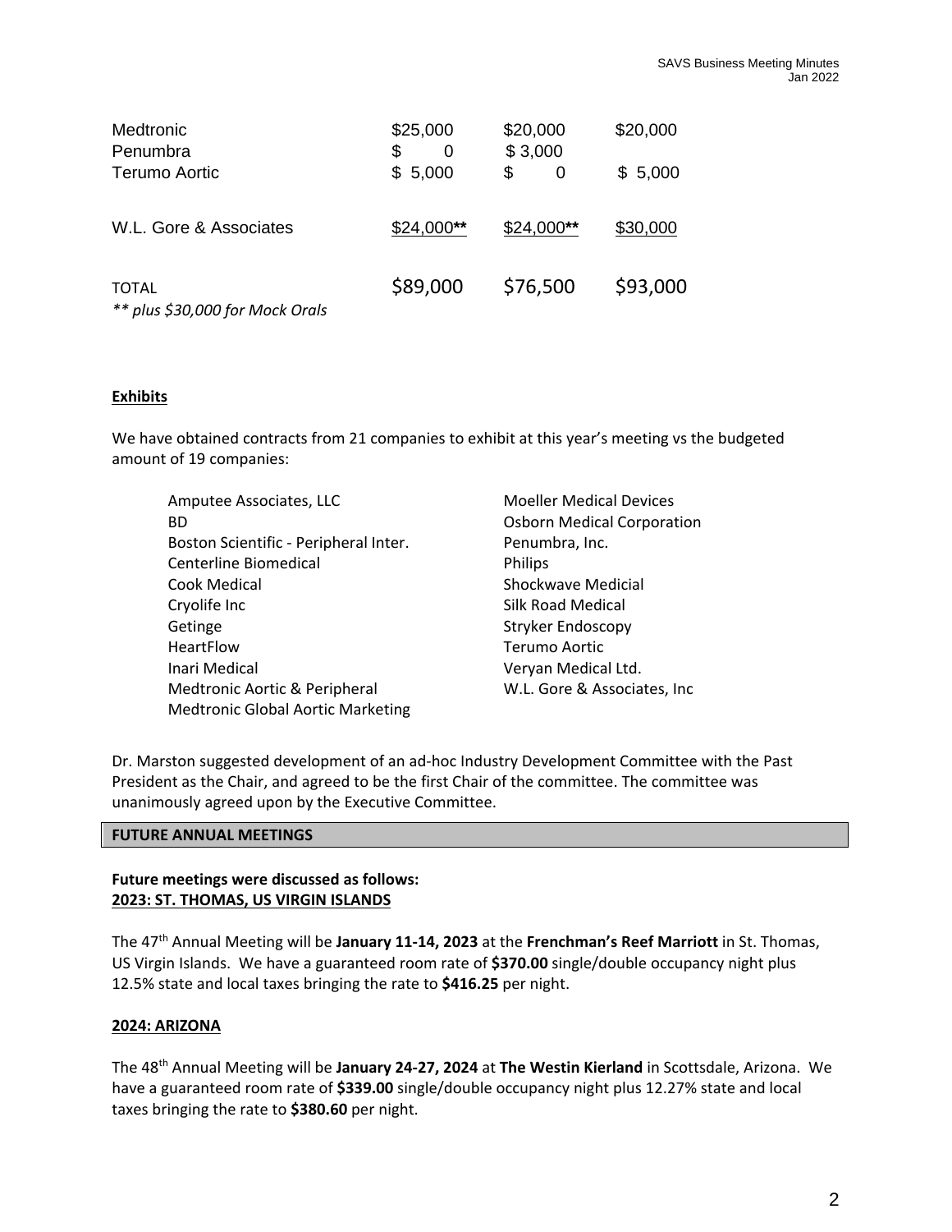| | | | |
|---|---|---|---|
| Medtronic | $25,000 | $20,000 | $20,000 |
| Penumbra | $ 0 | $ 3,000 | |
| Terumo Aortic | $ 5,000 | $ 0 | $ 5,000 |
| W.L. Gore & Associates | $24,000** | $24,000** | $30,000 |
| TOTAL | $89,000 | $76,500 | $93,000 |

*** plus $30,000 for Mock Orals*

**Exhibits**

We have obtained contracts from 21 companies to exhibit at this year's meeting vs the budgeted amount of 19 companies:

- Amputee Associates, LLC
- BD
- Boston Scientific - Peripheral Inter.
- Centerline Biomedical
- Cook Medical
- Cryolife Inc
- Getinge
- HeartFlow
- Inari Medical
- Medtronic Aortic & Peripheral
- Medtronic Global Aortic Marketing
- Moeller Medical Devices
- Osborn Medical Corporation
- Penumbra, Inc.
- Philips
- Shockwave Medicial
- Silk Road Medical
- Stryker Endoscopy
- Terumo Aortic
- Veryan Medical Ltd.
- W.L. Gore & Associates, Inc

Dr. Marston suggested development of an ad-hoc Industry Development Committee with the Past President as the Chair, and agreed to be the first Chair of the committee. The committee was unanimously agreed upon by the Executive Committee.

## FUTURE ANNUAL MEETINGS

**Future meetings were discussed as follows:**

**2023: ST. THOMAS, US VIRGIN ISLANDS**

The 47th Annual Meeting will be **January 11-14, 2023** at the **Frenchman's Reef Marriott** in St. Thomas, US Virgin Islands. We have a guaranteed room rate of **$370.00** single/double occupancy night plus 12.5% state and local taxes bringing the rate to **$416.25** per night.

**2024: ARIZONA**

The 48th Annual Meeting will be **January 24-27, 2024** at **The Westin Kierland** in Scottsdale, Arizona. We have a guaranteed room rate of **$339.00** single/double occupancy night plus 12.27% state and local taxes bringing the rate to **$380.60** per night.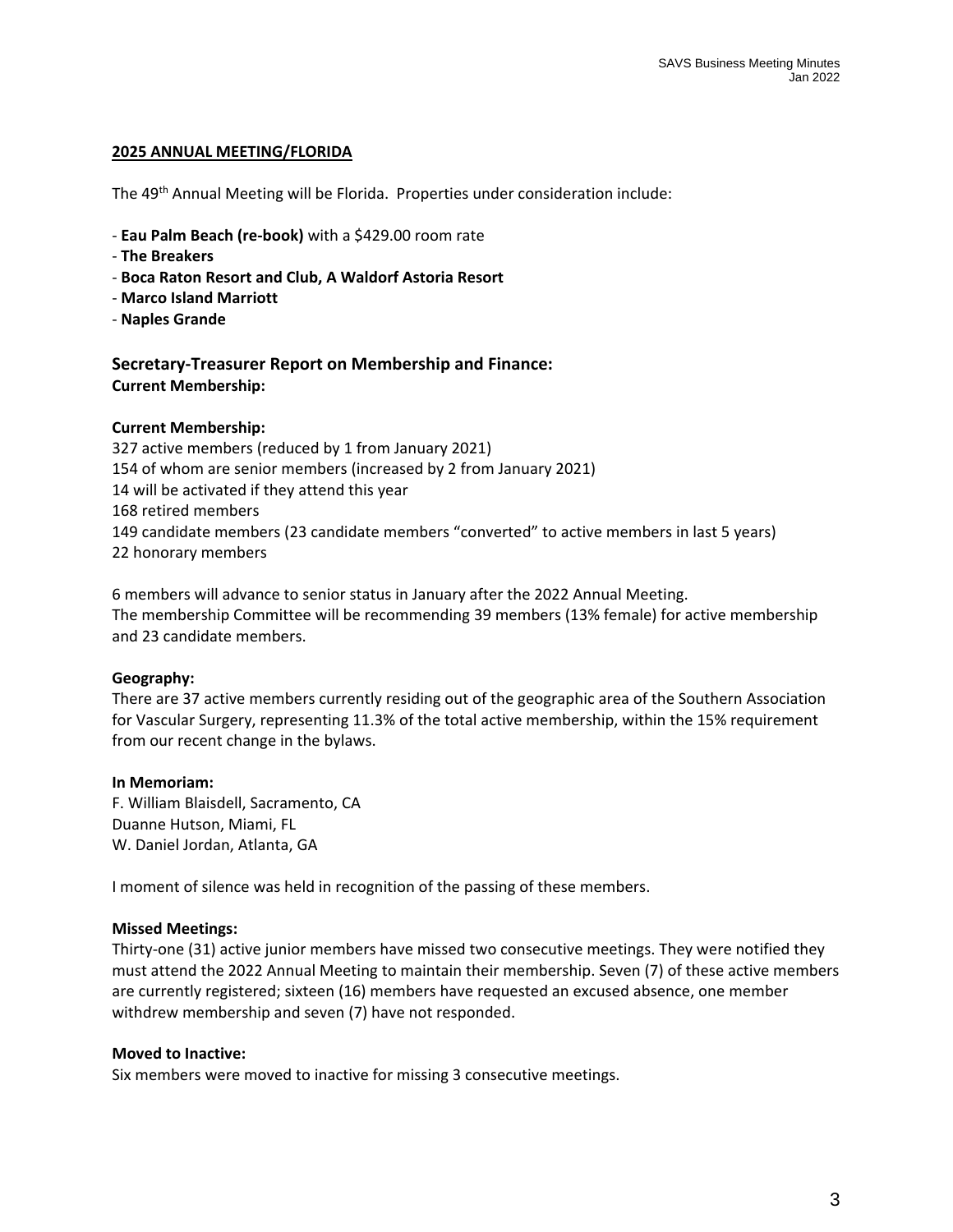**2025 ANNUAL MEETING/FLORIDA**

The 49th Annual Meeting will be Florida. Properties under consideration include:

- **Eau Palm Beach (re-book)** with a $429.00 room rate
- **The Breakers**
- **Boca Raton Resort and Club, A Waldorf Astoria Resort**
- **Marco Island Marriott**
- **Naples Grande**

## Secretary-Treasurer Report on Membership and Finance:

**Current Membership:**

**Current Membership:**

327 active members (reduced by 1 from January 2021)
154 of whom are senior members (increased by 2 from January 2021)
14 will be activated if they attend this year
168 retired members
149 candidate members (23 candidate members "converted" to active members in last 5 years)
22 honorary members

6 members will advance to senior status in January after the 2022 Annual Meeting.
The membership Committee will be recommending 39 members (13% female) for active membership and 23 candidate members.

**Geography:**

There are 37 active members currently residing out of the geographic area of the Southern Association for Vascular Surgery, representing 11.3% of the total active membership, within the 15% requirement from our recent change in the bylaws.

**In Memoriam:**

F. William Blaisdell, Sacramento, CA
Duanne Hutson, Miami, FL
W. Daniel Jordan, Atlanta, GA

I moment of silence was held in recognition of the passing of these members.

**Missed Meetings:**

Thirty-one (31) active junior members have missed two consecutive meetings. They were notified they must attend the 2022 Annual Meeting to maintain their membership. Seven (7) of these active members are currently registered; sixteen (16) members have requested an excused absence, one member withdrew membership and seven (7) have not responded.

**Moved to Inactive:**

Six members were moved to inactive for missing 3 consecutive meetings.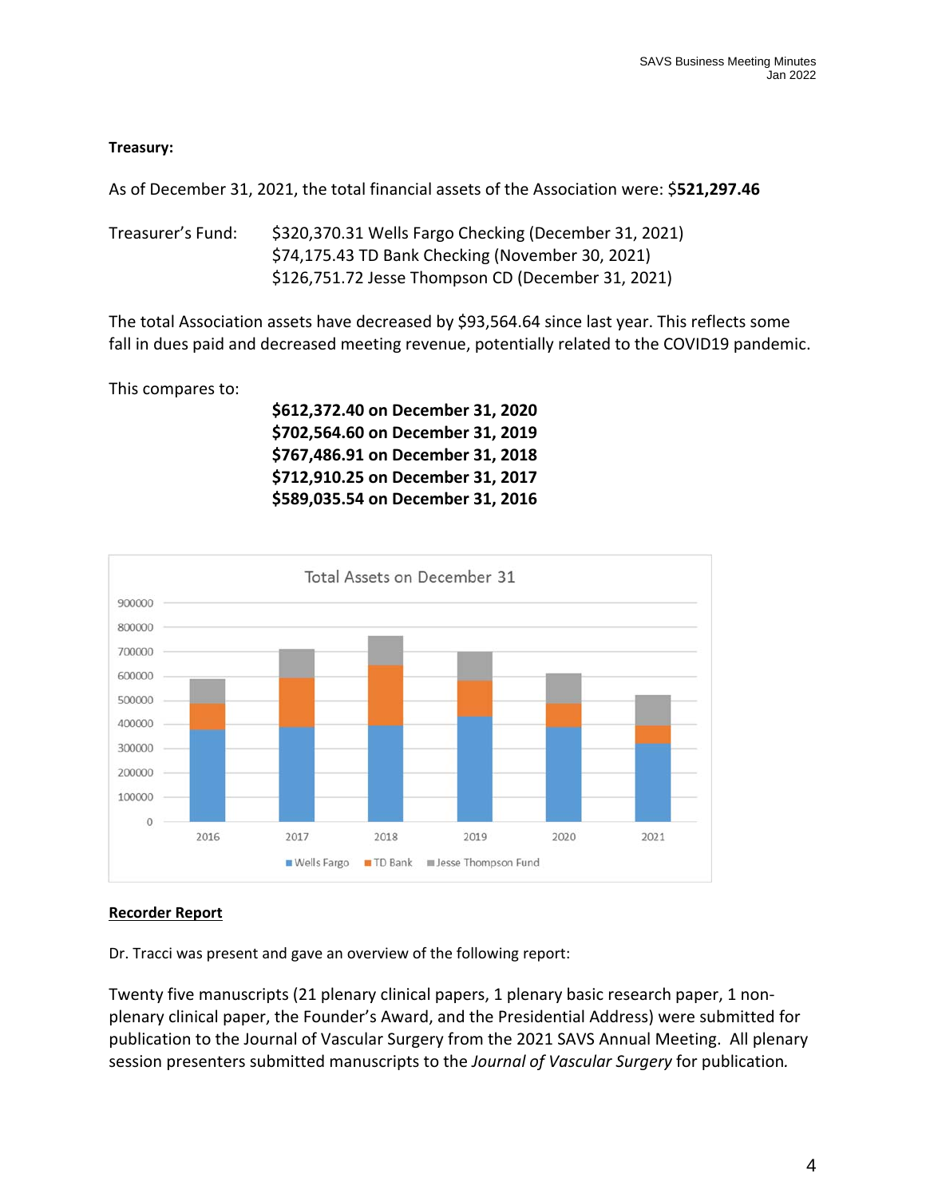**Treasury:**

As of December 31, 2021, the total financial assets of the Association were: $**521,297.46**

Treasurer's Fund: $320,370.31 Wells Fargo Checking (December 31, 2021)
$74,175.43 TD Bank Checking (November 30, 2021)
$126,751.72 Jesse Thompson CD (December 31, 2021)

The total Association assets have decreased by $93,564.64 since last year. This reflects some fall in dues paid and decreased meeting revenue, potentially related to the COVID19 pandemic.

This compares to:

**$612,372.40 on December 31, 2020**
**$702,564.60 on December 31, 2019**
**$767,486.91 on December 31, 2018**
**$712,910.25 on December 31, 2017**
**$589,035.54 on December 31, 2016**

## Recorder Report

Dr. Tracci was present and gave an overview of the following report:

Twenty five manuscripts (21 plenary clinical papers, 1 plenary basic research paper, 1 non-plenary clinical paper, the Founder's Award, and the Presidential Address) were submitted for publication to the Journal of Vascular Surgery from the 2021 SAVS Annual Meeting. All plenary session presenters submitted manuscripts to the *Journal of Vascular Surgery* for publication*.*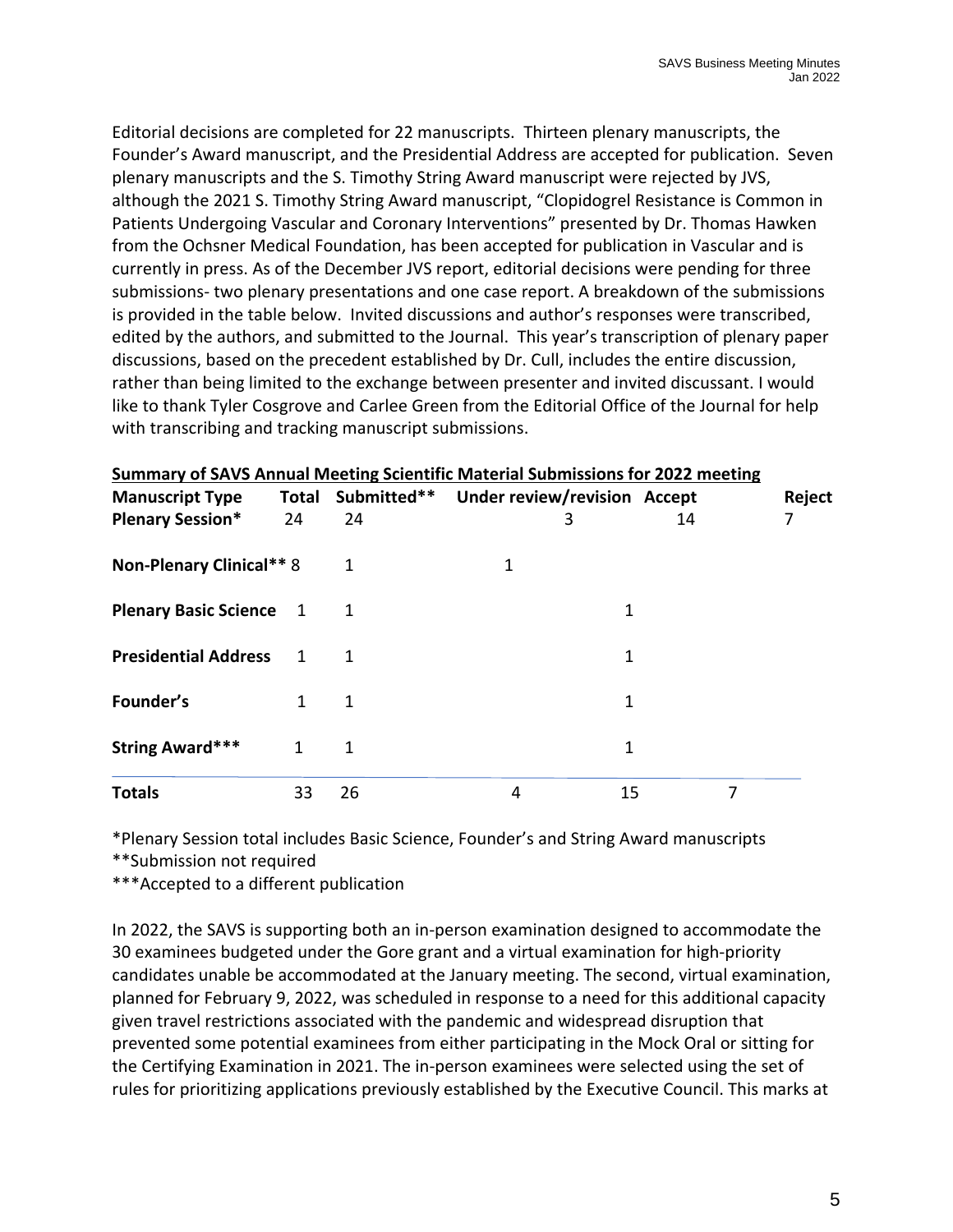Editorial decisions are completed for 22 manuscripts. Thirteen plenary manuscripts, the Founder's Award manuscript, and the Presidential Address are accepted for publication. Seven plenary manuscripts and the S. Timothy String Award manuscript were rejected by JVS, although the 2021 S. Timothy String Award manuscript, "Clopidogrel Resistance is Common in Patients Undergoing Vascular and Coronary Interventions" presented by Dr. Thomas Hawken from the Ochsner Medical Foundation, has been accepted for publication in Vascular and is currently in press. As of the December JVS report, editorial decisions were pending for three submissions- two plenary presentations and one case report. A breakdown of the submissions is provided in the table below. Invited discussions and author's responses were transcribed, edited by the authors, and submitted to the Journal. This year's transcription of plenary paper discussions, based on the precedent established by Dr. Cull, includes the entire discussion, rather than being limited to the exchange between presenter and invited discussant. I would like to thank Tyler Cosgrove and Carlee Green from the Editorial Office of the Journal for help with transcribing and tracking manuscript submissions.

**Summary of SAVS Annual Meeting Scientific Material Submissions for 2022 meeting**

| Manuscript Type | Total | Submitted** | Under review/revision | Accept | Reject |
|---|---|---|---|---|---|
| **Plenary Session*** | 24 | 24 | 3 | 14 | 7 |
| **Non-Plenary Clinical**** | 8 | 1 | 1 | | |
| **Plenary Basic Science** | 1 | 1 | | 1 | |
| **Presidential Address** | 1 | 1 | | 1 | |
| **Founder's** | 1 | 1 | | 1 | |
| **String Award***** | 1 | 1 | | 1 | |
| **Totals** | 33 | 26 | 4 | 15 | 7 |

*Plenary Session total includes Basic Science, Founder's and String Award manuscripts
**Submission not required
***Accepted to a different publication

In 2022, the SAVS is supporting both an in-person examination designed to accommodate the 30 examinees budgeted under the Gore grant and a virtual examination for high-priority candidates unable be accommodated at the January meeting. The second, virtual examination, planned for February 9, 2022, was scheduled in response to a need for this additional capacity given travel restrictions associated with the pandemic and widespread disruption that prevented some potential examinees from either participating in the Mock Oral or sitting for the Certifying Examination in 2021. The in-person examinees were selected using the set of rules for prioritizing applications previously established by the Executive Council. This marks at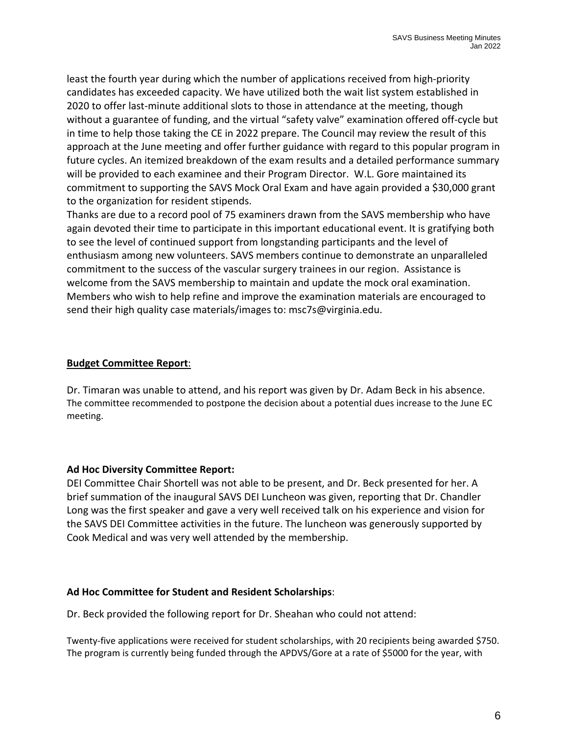least the fourth year during which the number of applications received from high-priority candidates has exceeded capacity. We have utilized both the wait list system established in 2020 to offer last-minute additional slots to those in attendance at the meeting, though without a guarantee of funding, and the virtual “safety valve” examination offered off-cycle but in time to help those taking the CE in 2022 prepare. The Council may review the result of this approach at the June meeting and offer further guidance with regard to this popular program in future cycles. An itemized breakdown of the exam results and a detailed performance summary will be provided to each examinee and their Program Director. W.L. Gore maintained its commitment to supporting the SAVS Mock Oral Exam and have again provided a $30,000 grant to the organization for resident stipends.

Thanks are due to a record pool of 75 examiners drawn from the SAVS membership who have again devoted their time to participate in this important educational event. It is gratifying both to see the level of continued support from longstanding participants and the level of enthusiasm among new volunteers. SAVS members continue to demonstrate an unparalleled commitment to the success of the vascular surgery trainees in our region. Assistance is welcome from the SAVS membership to maintain and update the mock oral examination. Members who wish to help refine and improve the examination materials are encouraged to send their high quality case materials/images to: msc7s@virginia.edu.

**Budget Committee Report**:

Dr. Timaran was unable to attend, and his report was given by Dr. Adam Beck in his absence. The committee recommended to postpone the decision about a potential dues increase to the June EC meeting.

**Ad Hoc Diversity Committee Report:**

DEI Committee Chair Shortell was not able to be present, and Dr. Beck presented for her. A brief summation of the inaugural SAVS DEI Luncheon was given, reporting that Dr. Chandler Long was the first speaker and gave a very well received talk on his experience and vision for the SAVS DEI Committee activities in the future. The luncheon was generously supported by Cook Medical and was very well attended by the membership.

**Ad Hoc Committee for Student and Resident Scholarships**:

Dr. Beck provided the following report for Dr. Sheahan who could not attend:

Twenty-five applications were received for student scholarships, with 20 recipients being awarded $750. The program is currently being funded through the APDVS/Gore at a rate of $5000 for the year, with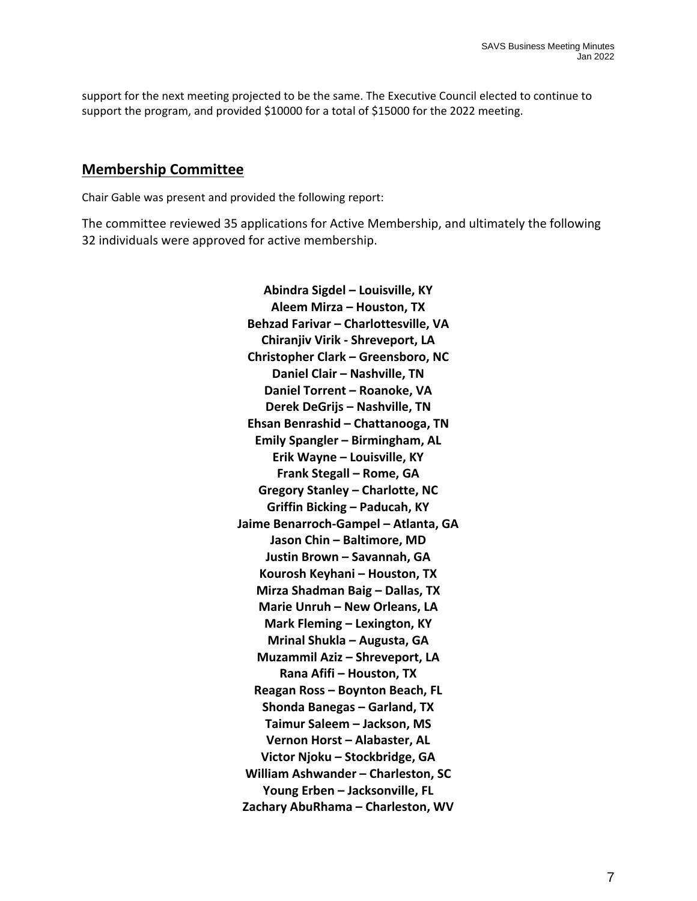support for the next meeting projected to be the same. The Executive Council elected to continue to support the program, and provided $10000 for a total of $15000 for the 2022 meeting.

## Membership Committee

Chair Gable was present and provided the following report:

The committee reviewed 35 applications for Active Membership, and ultimately the following 32 individuals were approved for active membership.

**Abindra Sigdel – Louisville, KY**
**Aleem Mirza – Houston, TX**
**Behzad Farivar – Charlottesville, VA**
**Chiranjiv Virik - Shreveport, LA**
**Christopher Clark – Greensboro, NC**
**Daniel Clair – Nashville, TN**
**Daniel Torrent – Roanoke, VA**
**Derek DeGrijs – Nashville, TN**
**Ehsan Benrashid – Chattanooga, TN**
**Emily Spangler – Birmingham, AL**
**Erik Wayne – Louisville, KY**
**Frank Stegall – Rome, GA**
**Gregory Stanley – Charlotte, NC**
**Griffin Bicking – Paducah, KY**
**Jaime Benarroch-Gampel – Atlanta, GA**
**Jason Chin – Baltimore, MD**
**Justin Brown – Savannah, GA**
**Kourosh Keyhani – Houston, TX**
**Mirza Shadman Baig – Dallas, TX**
**Marie Unruh – New Orleans, LA**
**Mark Fleming – Lexington, KY**
**Mrinal Shukla – Augusta, GA**
**Muzammil Aziz – Shreveport, LA**
**Rana Afifi – Houston, TX**
**Reagan Ross – Boynton Beach, FL**
**Shonda Banegas – Garland, TX**
**Taimur Saleem – Jackson, MS**
**Vernon Horst – Alabaster, AL**
**Victor Njoku – Stockbridge, GA**
**William Ashwander – Charleston, SC**
**Young Erben – Jacksonville, FL**
**Zachary AbuRhama – Charleston, WV**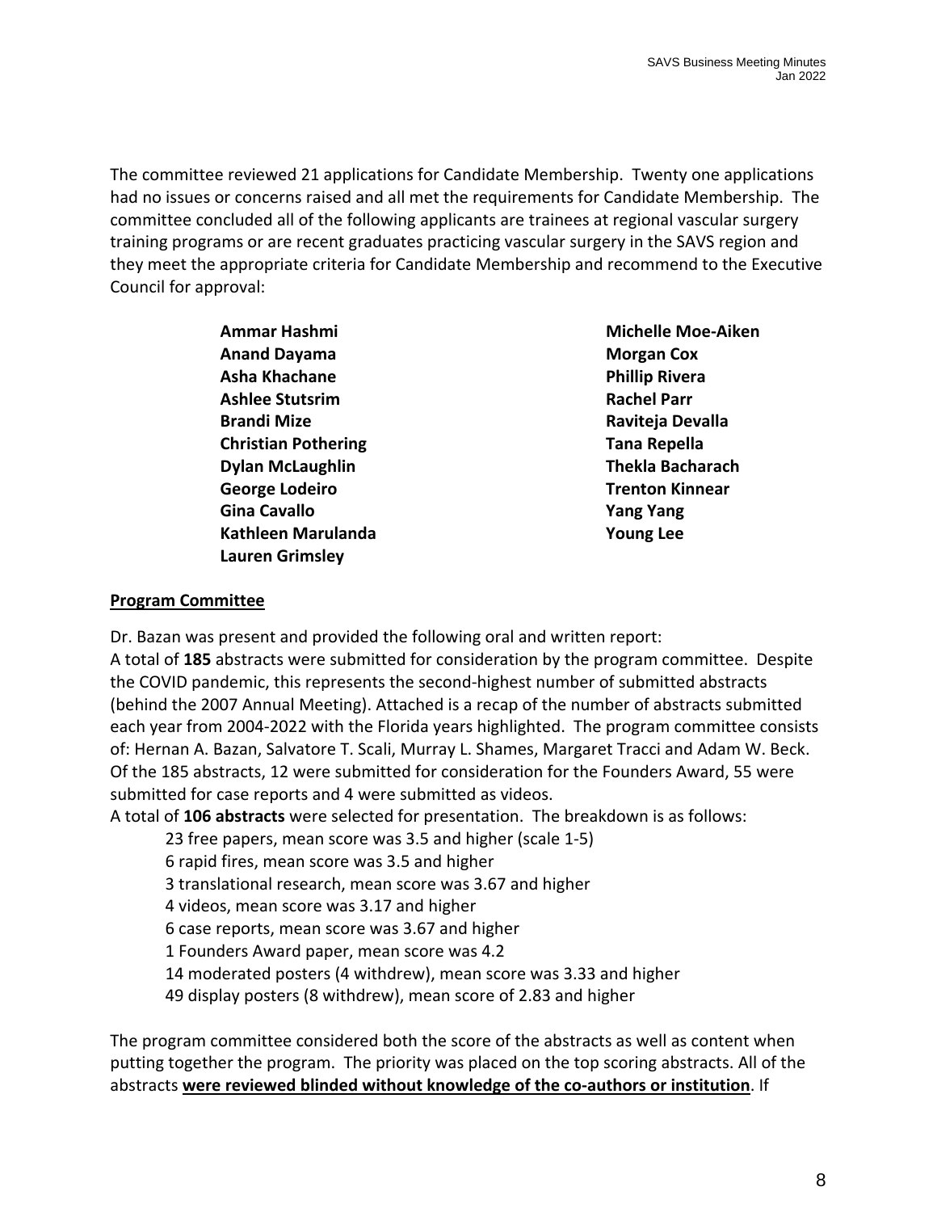The committee reviewed 21 applications for Candidate Membership. Twenty one applications had no issues or concerns raised and all met the requirements for Candidate Membership. The committee concluded all of the following applicants are trainees at regional vascular surgery training programs or are recent graduates practicing vascular surgery in the SAVS region and they meet the appropriate criteria for Candidate Membership and recommend to the Executive Council for approval:

**Ammar Hashmi**
**Anand Dayama**
**Asha Khachane**
**Ashlee Stutsrim**
**Brandi Mize**
**Christian Pothering**
**Dylan McLaughlin**
**George Lodeiro**
**Gina Cavallo**
**Kathleen Marulanda**
**Lauren Grimsley**
**Michelle Moe-Aiken**
**Morgan Cox**
**Phillip Rivera**
**Rachel Parr**
**Raviteja Devalla**
**Tana Repella**
**Thekla Bacharach**
**Trenton Kinnear**
**Yang Yang**
**Young Lee**

**<u>Program Committee</u>**

Dr. Bazan was present and provided the following oral and written report:
A total of **185** abstracts were submitted for consideration by the program committee. Despite the COVID pandemic, this represents the second-highest number of submitted abstracts (behind the 2007 Annual Meeting). Attached is a recap of the number of abstracts submitted each year from 2004-2022 with the Florida years highlighted. The program committee consists of: Hernan A. Bazan, Salvatore T. Scali, Murray L. Shames, Margaret Tracci and Adam W. Beck. Of the 185 abstracts, 12 were submitted for consideration for the Founders Award, 55 were submitted for case reports and 4 were submitted as videos.
A total of **106 abstracts** were selected for presentation. The breakdown is as follows:

- 23 free papers, mean score was 3.5 and higher (scale 1-5)
- 6 rapid fires, mean score was 3.5 and higher
- 3 translational research, mean score was 3.67 and higher
- 4 videos, mean score was 3.17 and higher
- 6 case reports, mean score was 3.67 and higher
- 1 Founders Award paper, mean score was 4.2
- 14 moderated posters (4 withdrew), mean score was 3.33 and higher
- 49 display posters (8 withdrew), mean score of 2.83 and higher

The program committee considered both the score of the abstracts as well as content when putting together the program. The priority was placed on the top scoring abstracts. All of the abstracts **<u>were reviewed blinded without knowledge of the co-authors or institution</u>**. If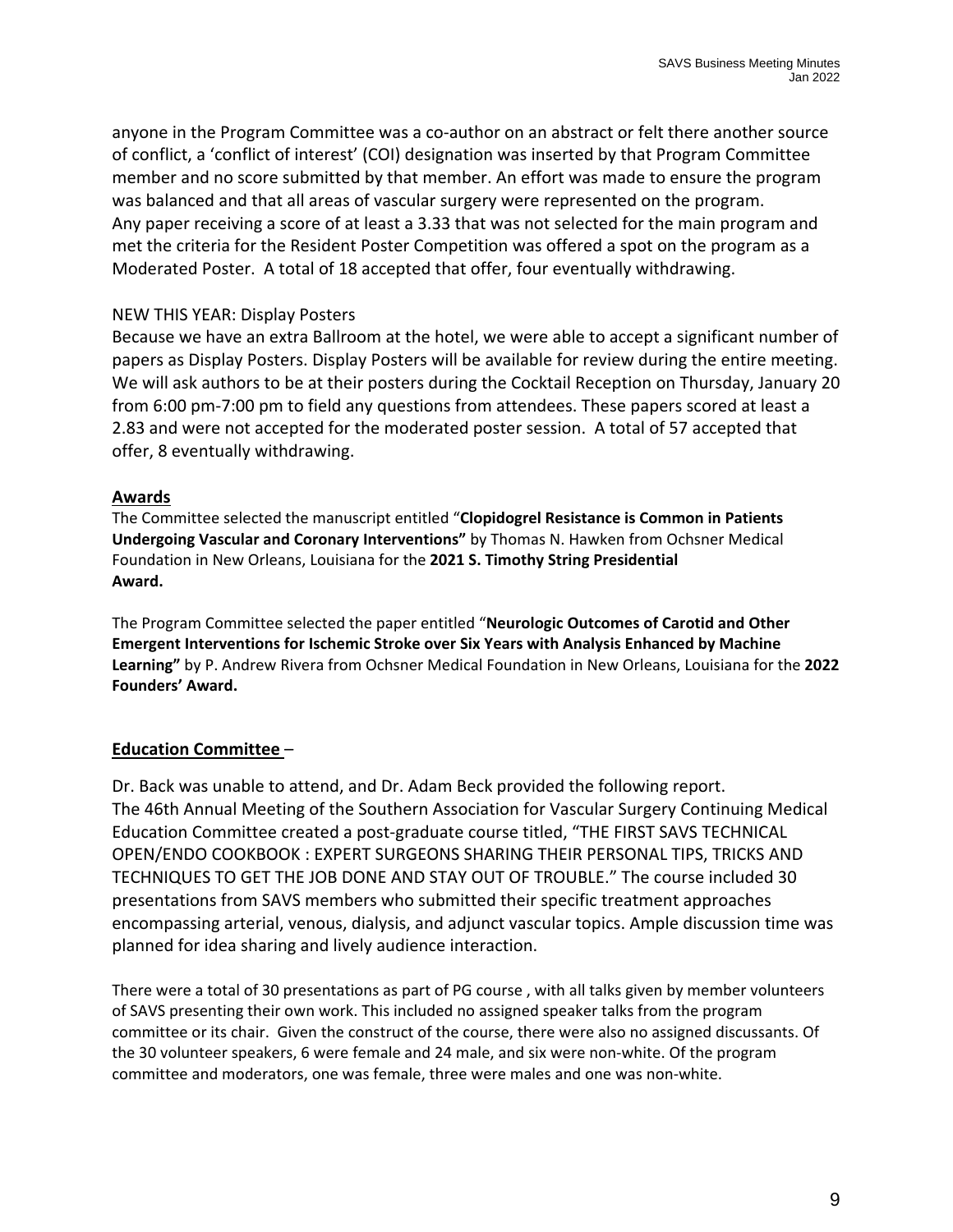anyone in the Program Committee was a co-author on an abstract or felt there another source of conflict, a 'conflict of interest' (COI) designation was inserted by that Program Committee member and no score submitted by that member. An effort was made to ensure the program was balanced and that all areas of vascular surgery were represented on the program.
Any paper receiving a score of at least a 3.33 that was not selected for the main program and met the criteria for the Resident Poster Competition was offered a spot on the program as a Moderated Poster. A total of 18 accepted that offer, four eventually withdrawing.

NEW THIS YEAR: Display Posters
Because we have an extra Ballroom at the hotel, we were able to accept a significant number of papers as Display Posters. Display Posters will be available for review during the entire meeting. We will ask authors to be at their posters during the Cocktail Reception on Thursday, January 20 from 6:00 pm-7:00 pm to field any questions from attendees. These papers scored at least a 2.83 and were not accepted for the moderated poster session. A total of 57 accepted that offer, 8 eventually withdrawing.

**Awards**

The Committee selected the manuscript entitled "**Clopidogrel Resistance is Common in Patients Undergoing Vascular and Coronary Interventions"** by Thomas N. Hawken from Ochsner Medical Foundation in New Orleans, Louisiana for the **2021 S. Timothy String Presidential Award.**

The Program Committee selected the paper entitled "**Neurologic Outcomes of Carotid and Other Emergent Interventions for Ischemic Stroke over Six Years with Analysis Enhanced by Machine Learning"** by P. Andrew Rivera from Ochsner Medical Foundation in New Orleans, Louisiana for the **2022 Founders' Award.**

**Education Committee** –

Dr. Back was unable to attend, and Dr. Adam Beck provided the following report.
The 46th Annual Meeting of the Southern Association for Vascular Surgery Continuing Medical Education Committee created a post-graduate course titled, "THE FIRST SAVS TECHNICAL OPEN/ENDO COOKBOOK : EXPERT SURGEONS SHARING THEIR PERSONAL TIPS, TRICKS AND TECHNIQUES TO GET THE JOB DONE AND STAY OUT OF TROUBLE." The course included 30 presentations from SAVS members who submitted their specific treatment approaches encompassing arterial, venous, dialysis, and adjunct vascular topics. Ample discussion time was planned for idea sharing and lively audience interaction.

There were a total of 30 presentations as part of PG course , with all talks given by member volunteers of SAVS presenting their own work. This included no assigned speaker talks from the program committee or its chair. Given the construct of the course, there were also no assigned discussants. Of the 30 volunteer speakers, 6 were female and 24 male, and six were non-white. Of the program committee and moderators, one was female, three were males and one was non-white.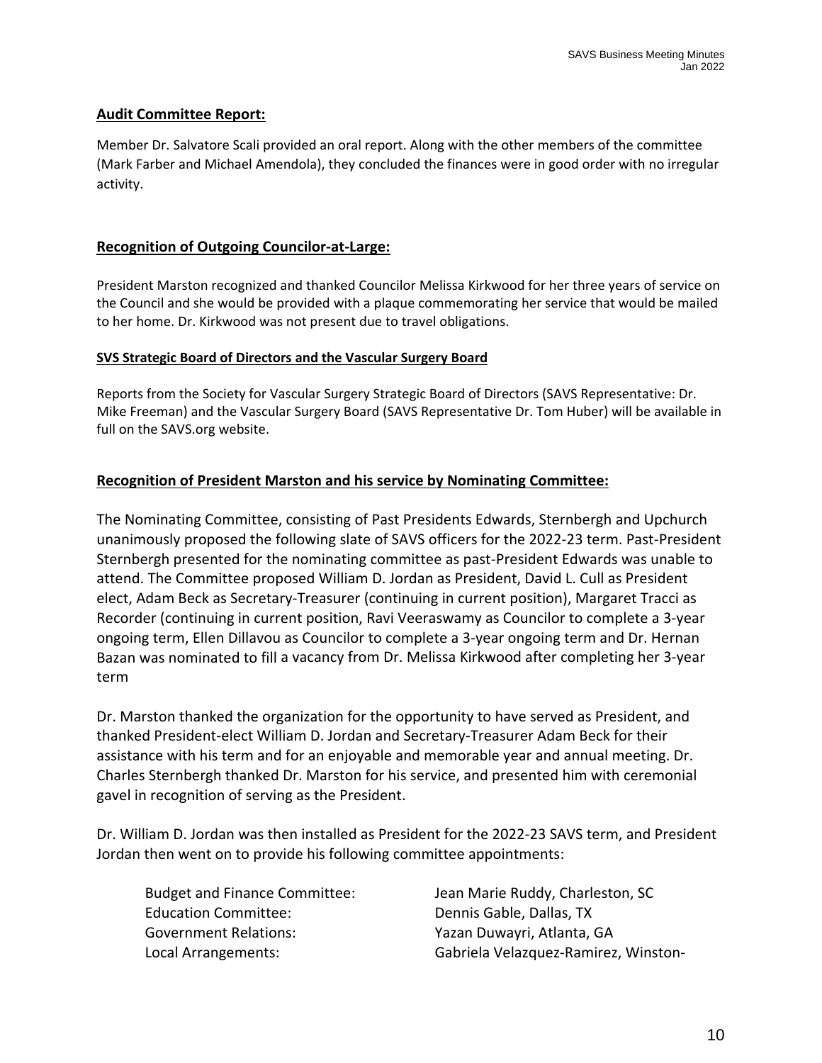## Audit Committee Report:

Member Dr. Salvatore Scali provided an oral report. Along with the other members of the committee (Mark Farber and Michael Amendola), they concluded the finances were in good order with no irregular activity.

## Recognition of Outgoing Councilor-at-Large:

President Marston recognized and thanked Councilor Melissa Kirkwood for her three years of service on the Council and she would be provided with a plaque commemorating her service that would be mailed to her home. Dr. Kirkwood was not present due to travel obligations.

### SVS Strategic Board of Directors and the Vascular Surgery Board

Reports from the Society for Vascular Surgery Strategic Board of Directors (SAVS Representative: Dr. Mike Freeman) and the Vascular Surgery Board (SAVS Representative Dr. Tom Huber) will be available in full on the SAVS.org website.

## Recognition of President Marston and his service by Nominating Committee:

The Nominating Committee, consisting of Past Presidents Edwards, Sternbergh and Upchurch unanimously proposed the following slate of SAVS officers for the 2022-23 term. Past-President Sternbergh presented for the nominating committee as past-President Edwards was unable to attend. The Committee proposed William D. Jordan as President, David L. Cull as President elect, Adam Beck as Secretary-Treasurer (continuing in current position), Margaret Tracci as Recorder (continuing in current position, Ravi Veeraswamy as Councilor to complete a 3-year ongoing term, Ellen Dillavou as Councilor to complete a 3-year ongoing term and Dr. Hernan Bazan was nominated to fill a vacancy from Dr. Melissa Kirkwood after completing her 3-year term

Dr. Marston thanked the organization for the opportunity to have served as President, and thanked President-elect William D. Jordan and Secretary-Treasurer Adam Beck for their assistance with his term and for an enjoyable and memorable year and annual meeting. Dr. Charles Sternbergh thanked Dr. Marston for his service, and presented him with ceremonial gavel in recognition of serving as the President.

Dr. William D. Jordan was then installed as President for the 2022-23 SAVS term, and President Jordan then went on to provide his following committee appointments:

| | |
|---|---|
| Budget and Finance Committee: | Jean Marie Ruddy, Charleston, SC |
| Education Committee: | Dennis Gable, Dallas, TX |
| Government Relations: | Yazan Duwayri, Atlanta, GA |
| Local Arrangements: | Gabriela Velazquez-Ramirez, Winston- |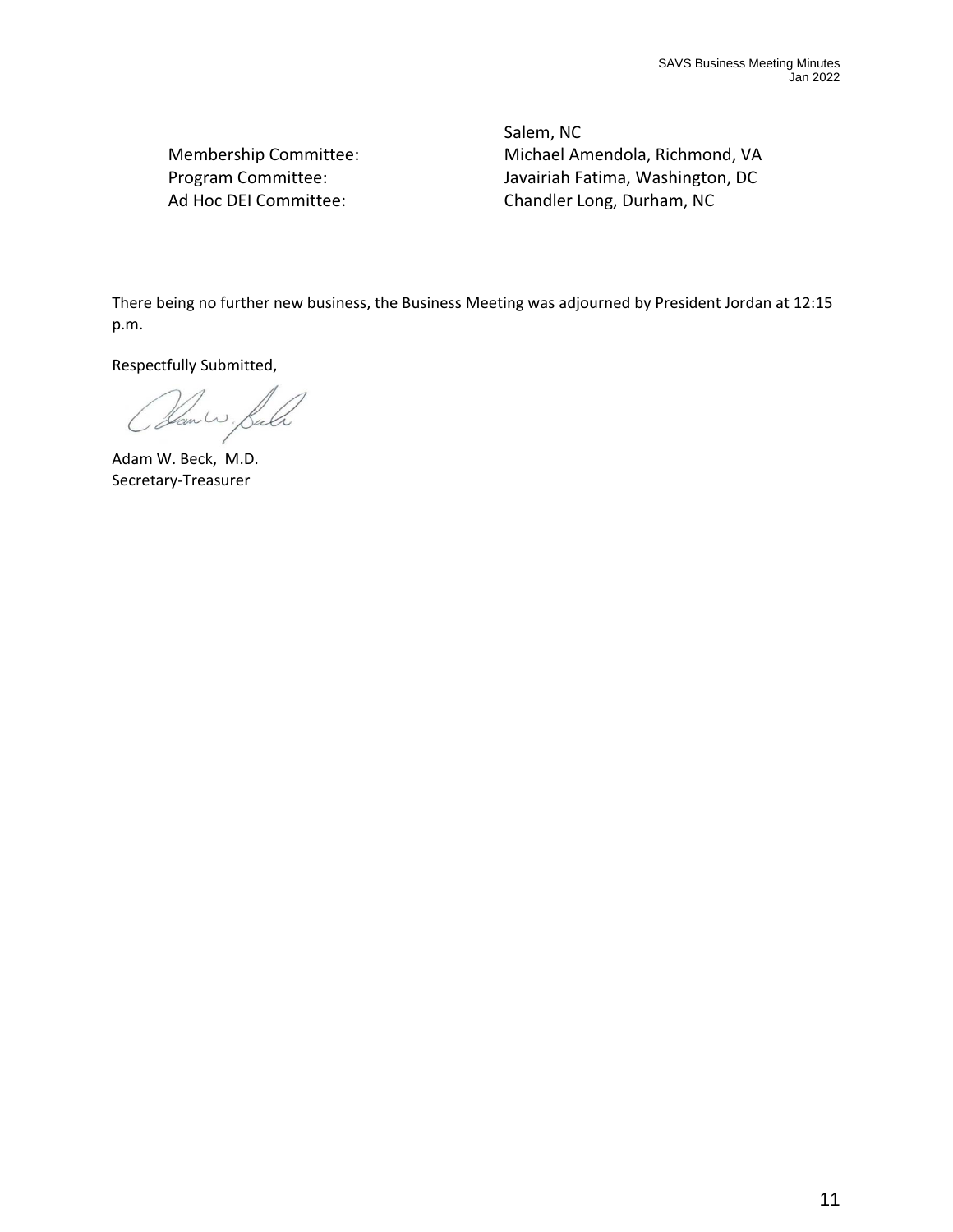| | |
|---|---|
| | Salem, NC |
| Membership Committee: | Michael Amendola, Richmond, VA |
| Program Committee: | Javairiah Fatima, Washington, DC |
| Ad Hoc DEI Committee: | Chandler Long, Durham, NC |

There being no further new business, the Business Meeting was adjourned by President Jordan at 12:15 p.m.

Respectfully Submitted,

Adam W. Beck, M.D.
Secretary-Treasurer